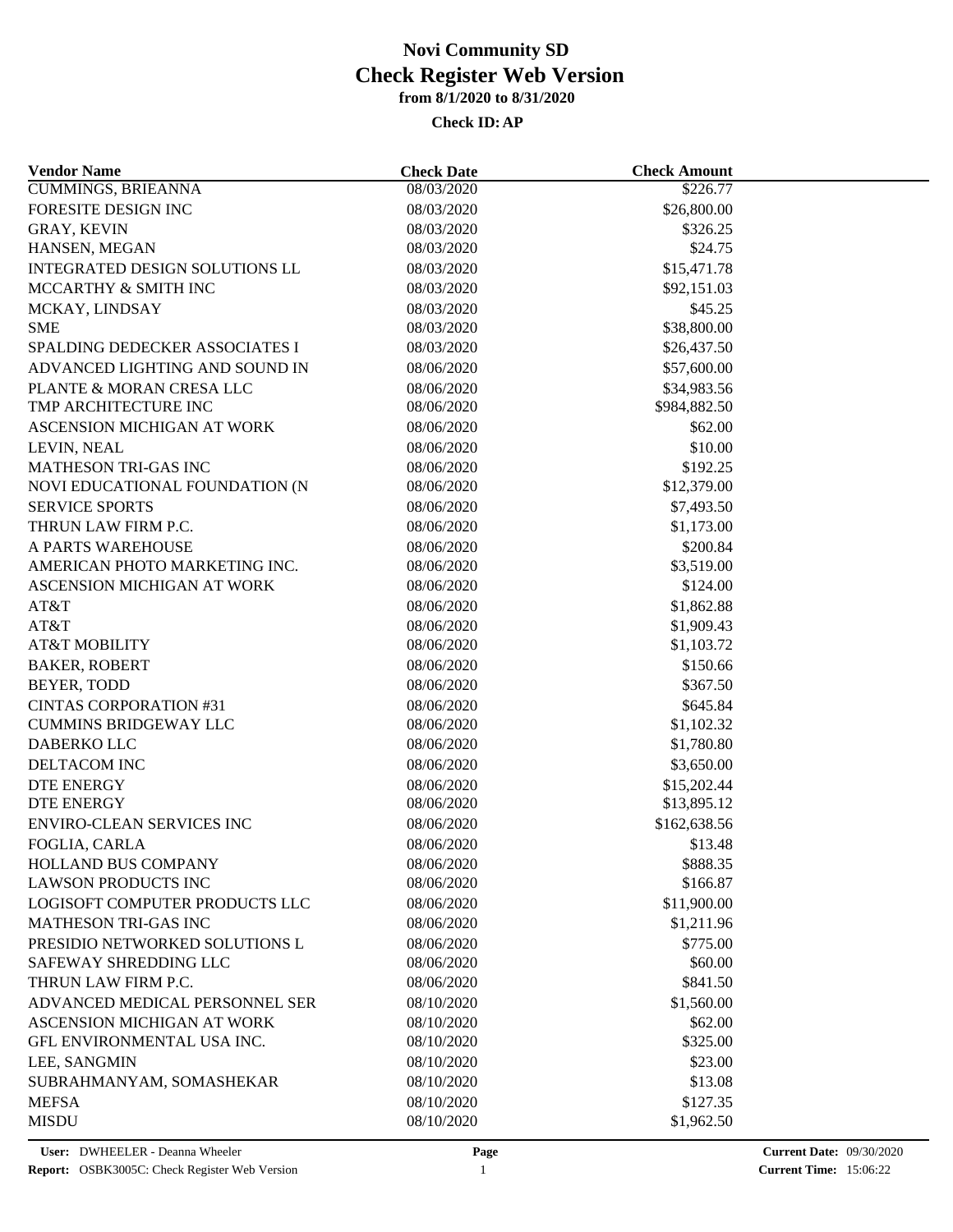# Novi Community SD
# Check Register Web Version
**from 8/1/2020 to 8/31/2020**

**Check ID: AP**

| Vendor Name | Check Date | Check Amount |
|---|---|---|
| CUMMINGS, BRIEANNA | 08/03/2020 | $226.77 |
| FORESITE DESIGN INC | 08/03/2020 | $26,800.00 |
| GRAY, KEVIN | 08/03/2020 | $326.25 |
| HANSEN, MEGAN | 08/03/2020 | $24.75 |
| INTEGRATED DESIGN SOLUTIONS LL | 08/03/2020 | $15,471.78 |
| MCCARTHY & SMITH INC | 08/03/2020 | $92,151.03 |
| MCKAY, LINDSAY | 08/03/2020 | $45.25 |
| SME | 08/03/2020 | $38,800.00 |
| SPALDING DEDECKER ASSOCIATES I | 08/03/2020 | $26,437.50 |
| ADVANCED LIGHTING AND SOUND IN | 08/06/2020 | $57,600.00 |
| PLANTE & MORAN CRESA LLC | 08/06/2020 | $34,983.56 |
| TMP ARCHITECTURE INC | 08/06/2020 | $984,882.50 |
| ASCENSION MICHIGAN AT WORK | 08/06/2020 | $62.00 |
| LEVIN, NEAL | 08/06/2020 | $10.00 |
| MATHESON TRI-GAS INC | 08/06/2020 | $192.25 |
| NOVI EDUCATIONAL FOUNDATION (N | 08/06/2020 | $12,379.00 |
| SERVICE SPORTS | 08/06/2020 | $7,493.50 |
| THRUN LAW FIRM P.C. | 08/06/2020 | $1,173.00 |
| A PARTS WAREHOUSE | 08/06/2020 | $200.84 |
| AMERICAN PHOTO MARKETING INC. | 08/06/2020 | $3,519.00 |
| ASCENSION MICHIGAN AT WORK | 08/06/2020 | $124.00 |
| AT&T | 08/06/2020 | $1,862.88 |
| AT&T | 08/06/2020 | $1,909.43 |
| AT&T MOBILITY | 08/06/2020 | $1,103.72 |
| BAKER, ROBERT | 08/06/2020 | $150.66 |
| BEYER, TODD | 08/06/2020 | $367.50 |
| CINTAS CORPORATION #31 | 08/06/2020 | $645.84 |
| CUMMINS BRIDGEWAY LLC | 08/06/2020 | $1,102.32 |
| DABERKO LLC | 08/06/2020 | $1,780.80 |
| DELTACOM INC | 08/06/2020 | $3,650.00 |
| DTE ENERGY | 08/06/2020 | $15,202.44 |
| DTE ENERGY | 08/06/2020 | $13,895.12 |
| ENVIRO-CLEAN SERVICES INC | 08/06/2020 | $162,638.56 |
| FOGLIA, CARLA | 08/06/2020 | $13.48 |
| HOLLAND BUS COMPANY | 08/06/2020 | $888.35 |
| LAWSON PRODUCTS INC | 08/06/2020 | $166.87 |
| LOGISOFT COMPUTER PRODUCTS LLC | 08/06/2020 | $11,900.00 |
| MATHESON TRI-GAS INC | 08/06/2020 | $1,211.96 |
| PRESIDIO NETWORKED SOLUTIONS L | 08/06/2020 | $775.00 |
| SAFEWAY SHREDDING LLC | 08/06/2020 | $60.00 |
| THRUN LAW FIRM P.C. | 08/06/2020 | $841.50 |
| ADVANCED MEDICAL PERSONNEL SER | 08/10/2020 | $1,560.00 |
| ASCENSION MICHIGAN AT WORK | 08/10/2020 | $62.00 |
| GFL ENVIRONMENTAL USA INC. | 08/10/2020 | $325.00 |
| LEE, SANGMIN | 08/10/2020 | $23.00 |
| SUBRAHMANYAM, SOMASHEKAR | 08/10/2020 | $13.08 |
| MEFSA | 08/10/2020 | $127.35 |
| MISDU | 08/10/2020 | $1,962.50 |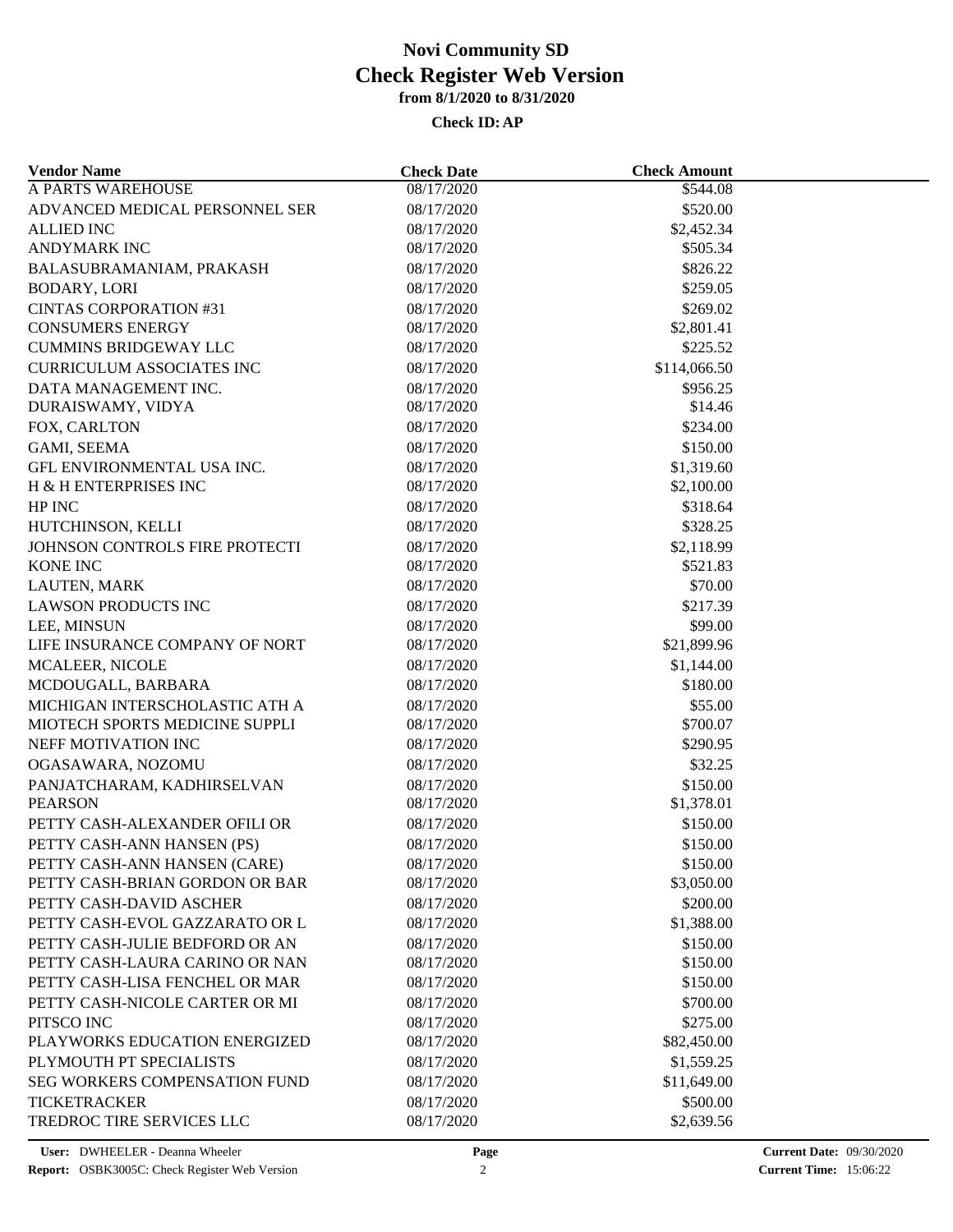# Novi Community SD

## Check Register Web Version

### from 8/1/2020 to 8/31/2020

**Check ID: AP**

| Vendor Name | Check Date | Check Amount |
|---|---|---|
| A PARTS WAREHOUSE | 08/17/2020 | $544.08 |
| ADVANCED MEDICAL PERSONNEL SER | 08/17/2020 | $520.00 |
| ALLIED INC | 08/17/2020 | $2,452.34 |
| ANDYMARK INC | 08/17/2020 | $505.34 |
| BALASUBRAMANIAM, PRAKASH | 08/17/2020 | $826.22 |
| BODARY, LORI | 08/17/2020 | $259.05 |
| CINTAS CORPORATION #31 | 08/17/2020 | $269.02 |
| CONSUMERS ENERGY | 08/17/2020 | $2,801.41 |
| CUMMINS BRIDGEWAY LLC | 08/17/2020 | $225.52 |
| CURRICULUM ASSOCIATES INC | 08/17/2020 | $114,066.50 |
| DATA MANAGEMENT INC. | 08/17/2020 | $956.25 |
| DURAISWAMY, VIDYA | 08/17/2020 | $14.46 |
| FOX, CARLTON | 08/17/2020 | $234.00 |
| GAMI, SEEMA | 08/17/2020 | $150.00 |
| GFL ENVIRONMENTAL USA INC. | 08/17/2020 | $1,319.60 |
| H & H ENTERPRISES INC | 08/17/2020 | $2,100.00 |
| HP INC | 08/17/2020 | $318.64 |
| HUTCHINSON, KELLI | 08/17/2020 | $328.25 |
| JOHNSON CONTROLS FIRE PROTECTI | 08/17/2020 | $2,118.99 |
| KONE INC | 08/17/2020 | $521.83 |
| LAUTEN, MARK | 08/17/2020 | $70.00 |
| LAWSON PRODUCTS INC | 08/17/2020 | $217.39 |
| LEE, MINSUN | 08/17/2020 | $99.00 |
| LIFE INSURANCE COMPANY OF NORT | 08/17/2020 | $21,899.96 |
| MCALEER, NICOLE | 08/17/2020 | $1,144.00 |
| MCDOUGALL, BARBARA | 08/17/2020 | $180.00 |
| MICHIGAN INTERSCHOLASTIC ATH A | 08/17/2020 | $55.00 |
| MIOTECH SPORTS MEDICINE SUPPLI | 08/17/2020 | $700.07 |
| NEFF MOTIVATION INC | 08/17/2020 | $290.95 |
| OGASAWARA, NOZOMU | 08/17/2020 | $32.25 |
| PANJATCHARAM, KADHIRSELVAN | 08/17/2020 | $150.00 |
| PEARSON | 08/17/2020 | $1,378.01 |
| PETTY CASH-ALEXANDER OFILI OR | 08/17/2020 | $150.00 |
| PETTY CASH-ANN HANSEN (PS) | 08/17/2020 | $150.00 |
| PETTY CASH-ANN HANSEN (CARE) | 08/17/2020 | $150.00 |
| PETTY CASH-BRIAN GORDON OR BAR | 08/17/2020 | $3,050.00 |
| PETTY CASH-DAVID ASCHER | 08/17/2020 | $200.00 |
| PETTY CASH-EVOL GAZZARATO OR L | 08/17/2020 | $1,388.00 |
| PETTY CASH-JULIE BEDFORD OR AN | 08/17/2020 | $150.00 |
| PETTY CASH-LAURA CARINO OR NAN | 08/17/2020 | $150.00 |
| PETTY CASH-LISA FENCHEL OR MAR | 08/17/2020 | $150.00 |
| PETTY CASH-NICOLE CARTER OR MI | 08/17/2020 | $700.00 |
| PITSCO INC | 08/17/2020 | $275.00 |
| PLAYWORKS EDUCATION ENERGIZED | 08/17/2020 | $82,450.00 |
| PLYMOUTH PT SPECIALISTS | 08/17/2020 | $1,559.25 |
| SEG WORKERS COMPENSATION FUND | 08/17/2020 | $11,649.00 |
| TICKETRACKER | 08/17/2020 | $500.00 |
| TREDROC TIRE SERVICES LLC | 08/17/2020 | $2,639.56 |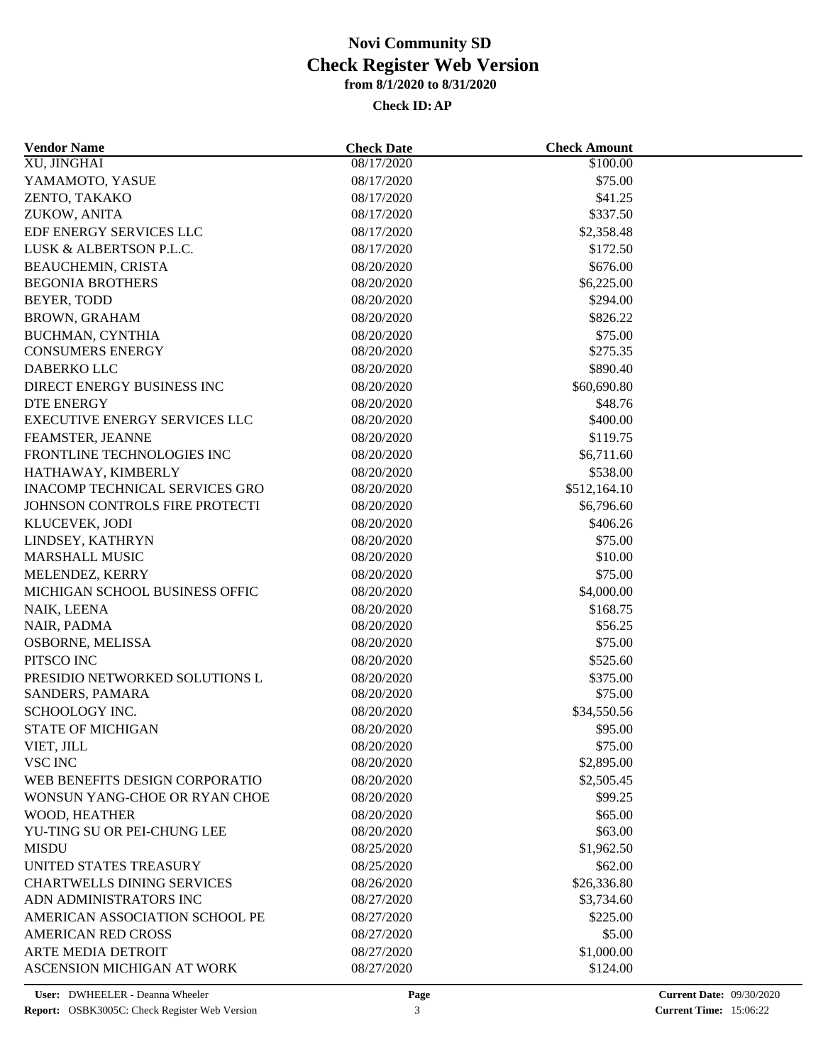# Novi Community SD
## Check Register Web Version
### from 8/1/2020 to 8/31/2020

**Check ID: AP**

| Vendor Name | Check Date | Check Amount |
|---|---|---|
| XU, JINGHAI | 08/17/2020 | $100.00 |
| YAMAMOTO, YASUE | 08/17/2020 | $75.00 |
| ZENTO, TAKAKO | 08/17/2020 | $41.25 |
| ZUKOW, ANITA | 08/17/2020 | $337.50 |
| EDF ENERGY SERVICES LLC | 08/17/2020 | $2,358.48 |
| LUSK & ALBERTSON P.L.C. | 08/17/2020 | $172.50 |
| BEAUCHEMIN, CRISTA | 08/20/2020 | $676.00 |
| BEGONIA BROTHERS | 08/20/2020 | $6,225.00 |
| BEYER, TODD | 08/20/2020 | $294.00 |
| BROWN, GRAHAM | 08/20/2020 | $826.22 |
| BUCHMAN, CYNTHIA | 08/20/2020 | $75.00 |
| CONSUMERS ENERGY | 08/20/2020 | $275.35 |
| DABERKO LLC | 08/20/2020 | $890.40 |
| DIRECT ENERGY BUSINESS INC | 08/20/2020 | $60,690.80 |
| DTE ENERGY | 08/20/2020 | $48.76 |
| EXECUTIVE ENERGY SERVICES LLC | 08/20/2020 | $400.00 |
| FEAMSTER, JEANNE | 08/20/2020 | $119.75 |
| FRONTLINE TECHNOLOGIES INC | 08/20/2020 | $6,711.60 |
| HATHAWAY, KIMBERLY | 08/20/2020 | $538.00 |
| INACOMP TECHNICAL SERVICES GRO | 08/20/2020 | $512,164.10 |
| JOHNSON CONTROLS FIRE PROTECTI | 08/20/2020 | $6,796.60 |
| KLUCEVEK, JODI | 08/20/2020 | $406.26 |
| LINDSEY, KATHRYN | 08/20/2020 | $75.00 |
| MARSHALL MUSIC | 08/20/2020 | $10.00 |
| MELENDEZ, KERRY | 08/20/2020 | $75.00 |
| MICHIGAN SCHOOL BUSINESS OFFIC | 08/20/2020 | $4,000.00 |
| NAIK, LEENA | 08/20/2020 | $168.75 |
| NAIR, PADMA | 08/20/2020 | $56.25 |
| OSBORNE, MELISSA | 08/20/2020 | $75.00 |
| PITSCO INC | 08/20/2020 | $525.60 |
| PRESIDIO NETWORKED SOLUTIONS L | 08/20/2020 | $375.00 |
| SANDERS, PAMARA | 08/20/2020 | $75.00 |
| SCHOOLOGY INC. | 08/20/2020 | $34,550.56 |
| STATE OF MICHIGAN | 08/20/2020 | $95.00 |
| VIET, JILL | 08/20/2020 | $75.00 |
| VSC INC | 08/20/2020 | $2,895.00 |
| WEB BENEFITS DESIGN CORPORATIO | 08/20/2020 | $2,505.45 |
| WONSUN YANG-CHOE OR RYAN CHOE | 08/20/2020 | $99.25 |
| WOOD, HEATHER | 08/20/2020 | $65.00 |
| YU-TING SU OR PEI-CHUNG LEE | 08/20/2020 | $63.00 |
| MISDU | 08/25/2020 | $1,962.50 |
| UNITED STATES TREASURY | 08/25/2020 | $62.00 |
| CHARTWELLS DINING SERVICES | 08/26/2020 | $26,336.80 |
| ADN ADMINISTRATORS INC | 08/27/2020 | $3,734.60 |
| AMERICAN ASSOCIATION SCHOOL PE | 08/27/2020 | $225.00 |
| AMERICAN RED CROSS | 08/27/2020 | $5.00 |
| ARTE MEDIA DETROIT | 08/27/2020 | $1,000.00 |
| ASCENSION MICHIGAN AT WORK | 08/27/2020 | $124.00 |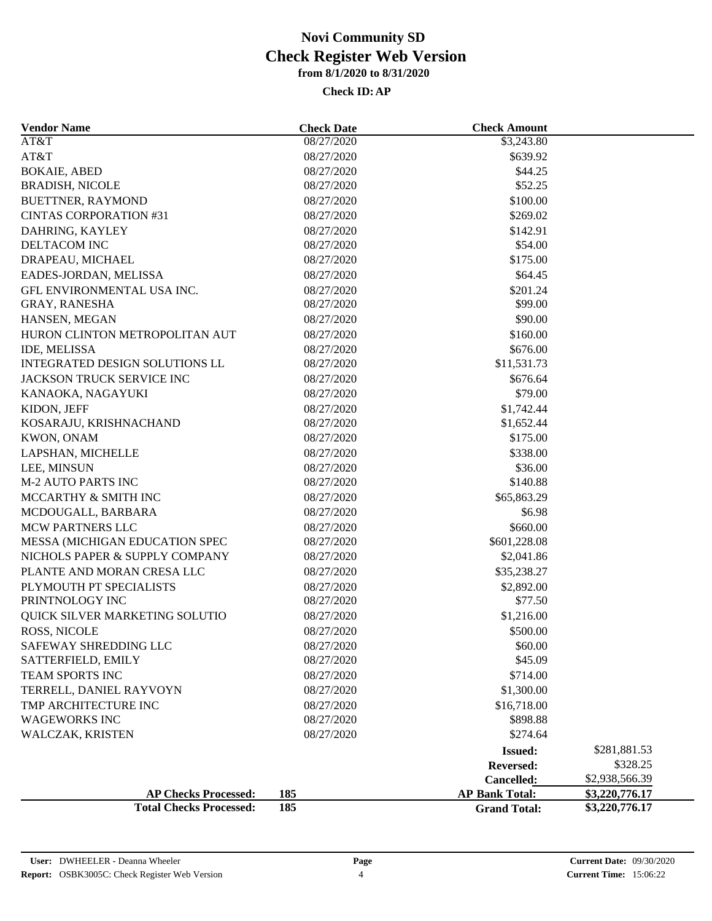# Novi Community SD
## Check Register Web Version
### from 8/1/2020 to 8/31/2020

**Check ID: AP**

| Vendor Name | Check Date | Check Amount | |
|---|---|---|---|
| AT&T | 08/27/2020 | $3,243.80 | |
| AT&T | 08/27/2020 | $639.92 | |
| BOKAIE, ABED | 08/27/2020 | $44.25 | |
| BRADISH, NICOLE | 08/27/2020 | $52.25 | |
| BUETTNER, RAYMOND | 08/27/2020 | $100.00 | |
| CINTAS CORPORATION #31 | 08/27/2020 | $269.02 | |
| DAHRING, KAYLEY | 08/27/2020 | $142.91 | |
| DELTACOM INC | 08/27/2020 | $54.00 | |
| DRAPEAU, MICHAEL | 08/27/2020 | $175.00 | |
| EADES-JORDAN, MELISSA | 08/27/2020 | $64.45 | |
| GFL ENVIRONMENTAL USA INC. | 08/27/2020 | $201.24 | |
| GRAY, RANESHA | 08/27/2020 | $99.00 | |
| HANSEN, MEGAN | 08/27/2020 | $90.00 | |
| HURON CLINTON METROPOLITAN AUT | 08/27/2020 | $160.00 | |
| IDE, MELISSA | 08/27/2020 | $676.00 | |
| INTEGRATED DESIGN SOLUTIONS LL | 08/27/2020 | $11,531.73 | |
| JACKSON TRUCK SERVICE INC | 08/27/2020 | $676.64 | |
| KANAOKA, NAGAYUKI | 08/27/2020 | $79.00 | |
| KIDON, JEFF | 08/27/2020 | $1,742.44 | |
| KOSARAJU, KRISHNACHAND | 08/27/2020 | $1,652.44 | |
| KWON, ONAM | 08/27/2020 | $175.00 | |
| LAPSHAN, MICHELLE | 08/27/2020 | $338.00 | |
| LEE, MINSUN | 08/27/2020 | $36.00 | |
| M-2 AUTO PARTS INC | 08/27/2020 | $140.88 | |
| MCCARTHY & SMITH INC | 08/27/2020 | $65,863.29 | |
| MCDOUGALL, BARBARA | 08/27/2020 | $6.98 | |
| MCW PARTNERS LLC | 08/27/2020 | $660.00 | |
| MESSA (MICHIGAN EDUCATION SPEC | 08/27/2020 | $601,228.08 | |
| NICHOLS PAPER & SUPPLY COMPANY | 08/27/2020 | $2,041.86 | |
| PLANTE AND MORAN CRESA LLC | 08/27/2020 | $35,238.27 | |
| PLYMOUTH PT SPECIALISTS | 08/27/2020 | $2,892.00 | |
| PRINTNOLOGY INC | 08/27/2020 | $77.50 | |
| QUICK SILVER MARKETING SOLUTIO | 08/27/2020 | $1,216.00 | |
| ROSS, NICOLE | 08/27/2020 | $500.00 | |
| SAFEWAY SHREDDING LLC | 08/27/2020 | $60.00 | |
| SATTERFIELD, EMILY | 08/27/2020 | $45.09 | |
| TEAM SPORTS INC | 08/27/2020 | $714.00 | |
| TERRELL, DANIEL RAYVOYN | 08/27/2020 | $1,300.00 | |
| TMP ARCHITECTURE INC | 08/27/2020 | $16,718.00 | |
| WAGEWORKS INC | 08/27/2020 | $898.88 | |
| WALCZAK, KRISTEN | 08/27/2020 | $274.64 | |
| | | **Issued:** | $281,881.53 |
| | | **Reversed:** | $328.25 |
| | | **Cancelled:** | $2,938,566.39 |
| **AP Checks Processed:** | **185** | **AP Bank Total:** | **$3,220,776.17** |
| **Total Checks Processed:** | **185** | **Grand Total:** | **$3,220,776.17** |

**User:** DWHEELER - Deanna Wheeler
**Report:** OSBK3005C: Check Register Web Version
**Current Date:** 09/30/2020
**Current Time:** 15:06:22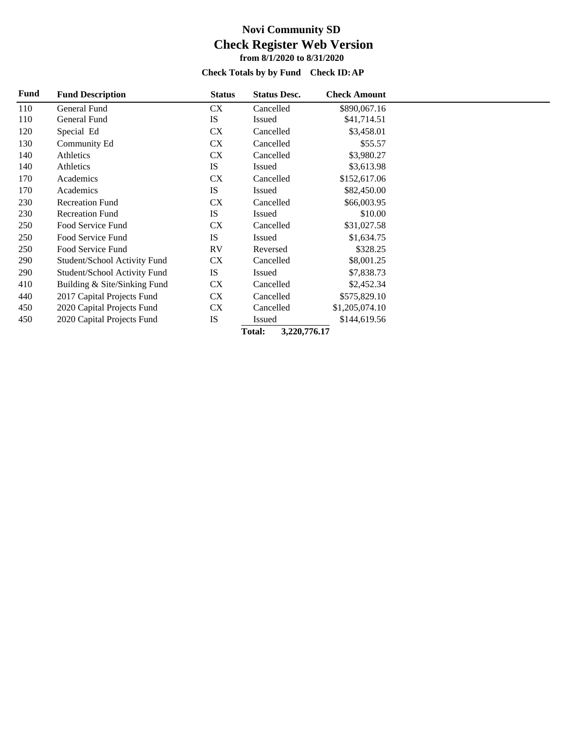# Novi Community SD

## Check Register Web Version

**from 8/1/2020 to 8/31/2020**

**Check Totals by by Fund Check ID: AP**

| Fund | Fund Description | Status | Status Desc. | Check Amount |
|---|---|---|---|---|
| 110 | General Fund | CX | Cancelled | $890,067.16 |
| 110 | General Fund | IS | Issued | $41,714.51 |
| 120 | Special Ed | CX | Cancelled | $3,458.01 |
| 130 | Community Ed | CX | Cancelled | $55.57 |
| 140 | Athletics | CX | Cancelled | $3,980.27 |
| 140 | Athletics | IS | Issued | $3,613.98 |
| 170 | Academics | CX | Cancelled | $152,617.06 |
| 170 | Academics | IS | Issued | $82,450.00 |
| 230 | Recreation Fund | CX | Cancelled | $66,003.95 |
| 230 | Recreation Fund | IS | Issued | $10.00 |
| 250 | Food Service Fund | CX | Cancelled | $31,027.58 |
| 250 | Food Service Fund | IS | Issued | $1,634.75 |
| 250 | Food Service Fund | RV | Reversed | $328.25 |
| 290 | Student/School Activity Fund | CX | Cancelled | $8,001.25 |
| 290 | Student/School Activity Fund | IS | Issued | $7,838.73 |
| 410 | Building & Site/Sinking Fund | CX | Cancelled | $2,452.34 |
| 440 | 2017 Capital Projects Fund | CX | Cancelled | $575,829.10 |
| 450 | 2020 Capital Projects Fund | CX | Cancelled | $1,205,074.10 |
| 450 | 2020 Capital Projects Fund | IS | Issued | $144,619.56 |
| | | | **Total:** | **3,220,776.17** |